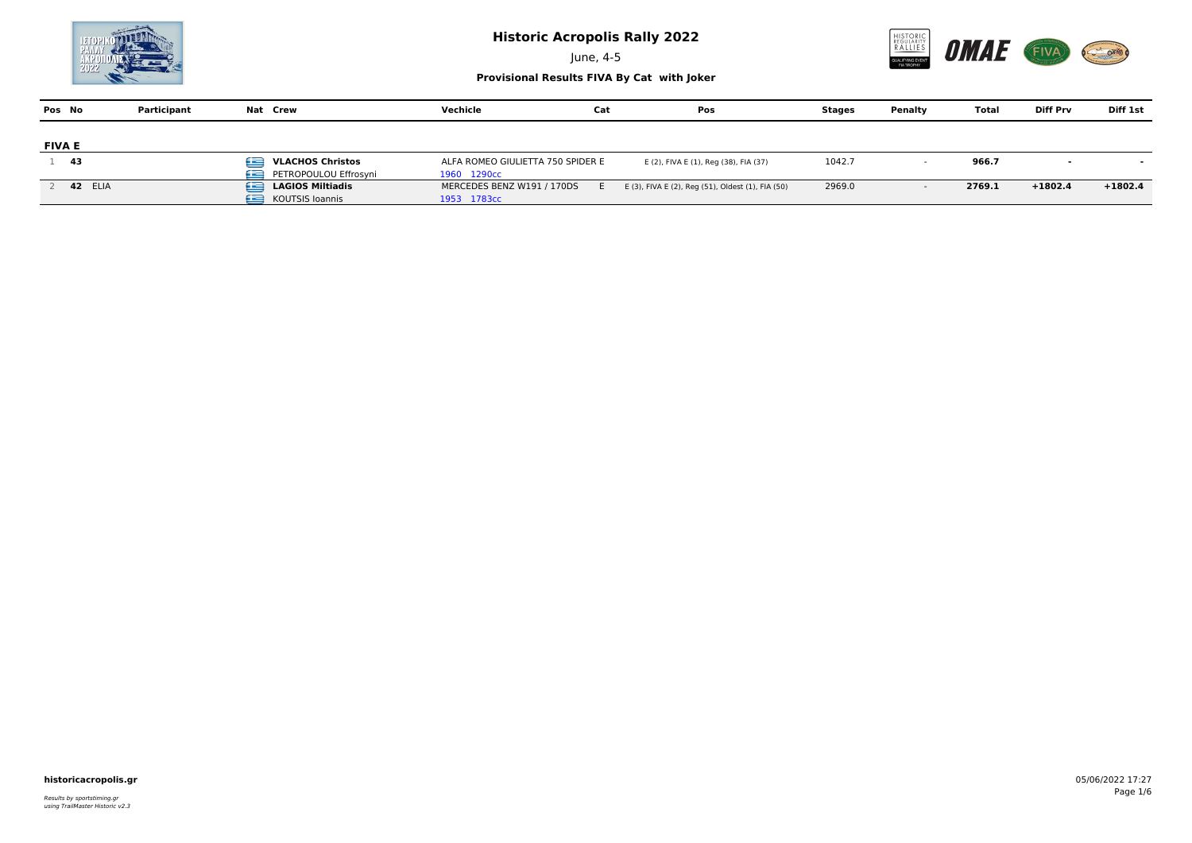# Historic Acropolis Rally 2022

June, 4-5

**Provisional Results FIVA By Cat with Joker**

| Pos | No | Participant | Nat | Crew | Vechicle | Cat | Pos | Stages | Penalty | Total | Diff Prv | Diff 1st |
|---|---|---|---|---|---|---|---|---|---|---|---|---|
| **FIVA E** | | | | | | | | | | | | |
| 1 | **43** | | GR | **VLACHOS Christos**<br>PETROPOULOU Effrosyni | ALFA ROMEO GIULIETTA 750 SPIDER<br>1960 1290cc | E | E (2), FIVA E (1), Reg (38), FIA (37) | 1042.7 | - | **966.7** | **-** | **-** |
| 2 | **42** | ELIA | GR | **LAGIOS Miltiadis**<br>KOUTSIS Ioannis | MERCEDES BENZ W191 / 170DS<br>1953 1783cc | E | E (3), FIVA E (2), Reg (51), Oldest (1), FIA (50) | 2969.0 | - | **2769.1** | **+1802.4** | **+1802.4** |

**historicacropolis.gr**

*Results by sportstiming.gr using TrailMaster Historic v2.3*

05/06/2022 17:27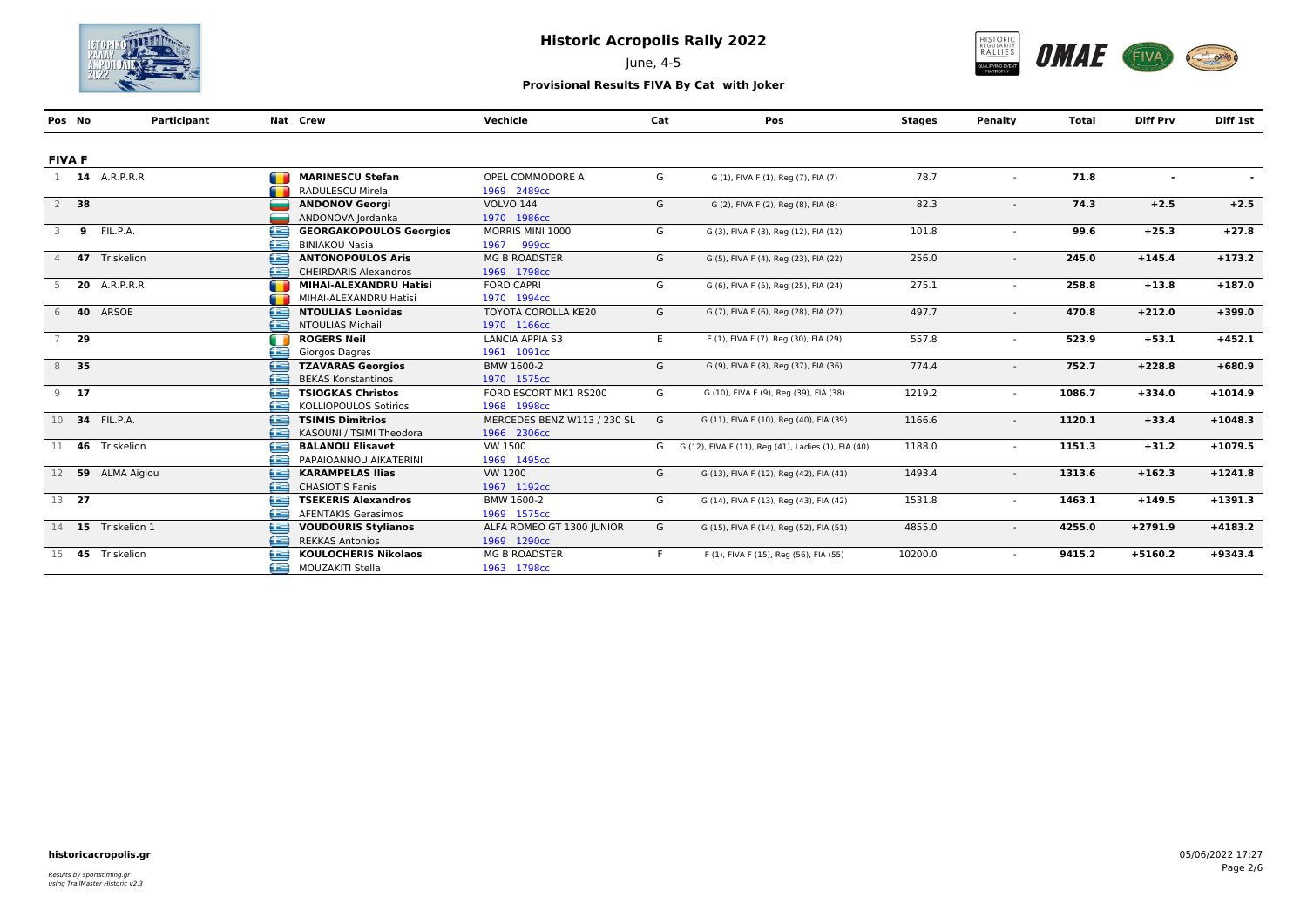# Historic Acropolis Rally 2022

June, 4-5

### Provisional Results FIVA By Cat with Joker

## FIVA F

| Pos | No | Participant | Nat | Crew | Vechicle | Cat | Pos | Stages | Penalty | Total | Diff Prv | Diff 1st |
|---|---|---|---|---|---|---|---|---|---|---|---|---|
| 1 | **14** | A.R.P.R.R. | | **MARINESCU Stefan**<br>RADULESCU Mirela | OPEL COMMODORE A<br>1969 2489cc | G | G (1), FIVA F (1), Reg (7), FIA (7) | 78.7 | - | **71.8** | - | - |
| 2 | **38** | | | **ANDONOV Georgi**<br>ANDONOVA Jordanka | VOLVO 144<br>1970 1986cc | G | G (2), FIVA F (2), Reg (8), FIA (8) | 82.3 | - | **74.3** | **+2.5** | **+2.5** |
| 3 | **9** | FIL.P.A. | | **GEORGAKOPOULOS Georgios**<br>BINIAKOU Nasia | MORRIS MINI 1000<br>1967 999cc | G | G (3), FIVA F (3), Reg (12), FIA (12) | 101.8 | - | **99.6** | **+25.3** | **+27.8** |
| 4 | **47** | Triskelion | | **ANTONOPOULOS Aris**<br>CHEIRDARIS Alexandros | MG B ROADSTER<br>1969 1798cc | G | G (5), FIVA F (4), Reg (23), FIA (22) | 256.0 | - | **245.0** | **+145.4** | **+173.2** |
| 5 | **20** | A.R.P.R.R. | | **MIHAI-ALEXANDRU Hatisi**<br>MIHAI-ALEXANDRU Hatisi | FORD CAPRI<br>1970 1994cc | G | G (6), FIVA F (5), Reg (25), FIA (24) | 275.1 | - | **258.8** | **+13.8** | **+187.0** |
| 6 | **40** | ARSOE | | **NTOULIAS Leonidas**<br>NTOULIAS Michail | TOYOTA COROLLA KE20<br>1970 1166cc | G | G (7), FIVA F (6), Reg (28), FIA (27) | 497.7 | - | **470.8** | **+212.0** | **+399.0** |
| 7 | **29** | | | **ROGERS Neil**<br>Giorgos Dagres | LANCIA APPIA S3<br>1961 1091cc | E | E (1), FIVA F (7), Reg (30), FIA (29) | 557.8 | - | **523.9** | **+53.1** | **+452.1** |
| 8 | **35** | | | **TZAVARAS Georgios**<br>BEKAS Konstantinos | BMW 1600-2<br>1970 1575cc | G | G (9), FIVA F (8), Reg (37), FIA (36) | 774.4 | - | **752.7** | **+228.8** | **+680.9** |
| 9 | **17** | | | **TSIOGKAS Christos**<br>KOLLIOPOULOS Sotirios | FORD ESCORT MK1 RS200<br>1968 1998cc | G | G (10), FIVA F (9), Reg (39), FIA (38) | 1219.2 | - | **1086.7** | **+334.0** | **+1014.9** |
| 10 | **34** | FIL.P.A. | | **TSIMIS Dimitrios**<br>KASOUNI / TSIMI Theodora | MERCEDES BENZ W113 / 230 SL<br>1966 2306cc | G | G (11), FIVA F (10), Reg (40), FIA (39) | 1166.6 | - | **1120.1** | **+33.4** | **+1048.3** |
| 11 | **46** | Triskelion | | **BALANOU Elisavet**<br>PAPAIOANNOU AIKATERINI | VW 1500<br>1969 1495cc | G | G (12), FIVA F (11), Reg (41), Ladies (1), FIA (40) | 1188.0 | - | **1151.3** | **+31.2** | **+1079.5** |
| 12 | **59** | ALMA Aigiou | | **KARAMPELAS Ilias**<br>CHASIOTIS Fanis | VW 1200<br>1967 1192cc | G | G (13), FIVA F (12), Reg (42), FIA (41) | 1493.4 | - | **1313.6** | **+162.3** | **+1241.8** |
| 13 | **27** | | | **TSEKERIS Alexandros**<br>AFENTAKIS Gerasimos | BMW 1600-2<br>1969 1575cc | G | G (14), FIVA F (13), Reg (43), FIA (42) | 1531.8 | - | **1463.1** | **+149.5** | **+1391.3** |
| 14 | **15** | Triskelion 1 | | **VOUDOURIS Stylianos**<br>REKKAS Antonios | ALFA ROMEO GT 1300 JUNIOR<br>1969 1290cc | G | G (15), FIVA F (14), Reg (52), FIA (51) | 4855.0 | - | **4255.0** | **+2791.9** | **+4183.2** |
| 15 | **45** | Triskelion | | **KOULOCHERIS Nikolaos**<br>MOUZAKITI Stella | MG B ROADSTER<br>1963 1798cc | F | F (1), FIVA F (15), Reg (56), FIA (55) | 10200.0 | - | **9415.2** | **+5160.2** | **+9343.4** |

**historicacropolis.gr**

*Results by sportstiming.gr*
*using TrailMaster Historic v2.3*

05/06/2022 17:27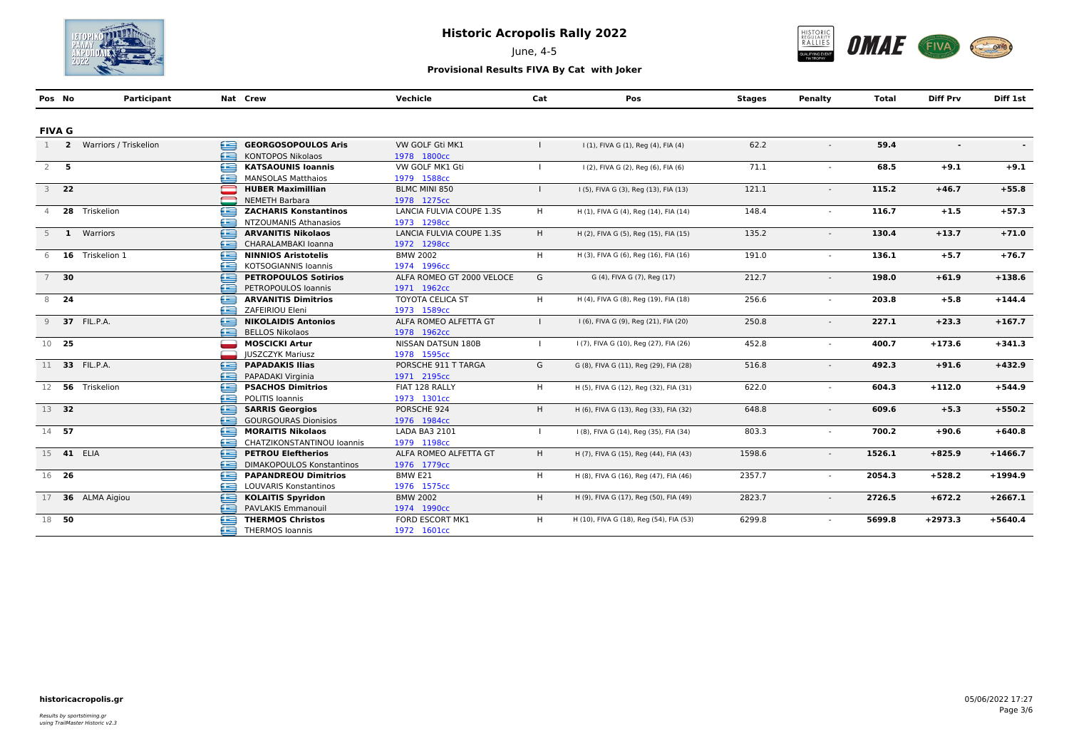# Historic Acropolis Rally 2022

June, 4-5

**Provisional Results FIVA By Cat with Joker**

## FIVA G

| Pos | No | Participant | Nat | Crew | Vechicle | Cat | Pos | Stages | Penalty | Total | Diff Prv | Diff 1st |
|---|---|---|---|---|---|---|---|---|---|---|---|---|
| 1 | **2** | Warriors / Triskelion | | **GEORGOSOPOULOS Aris** / KONTOPOS Nikolaos | VW GOLF Gti MK1 / 1978 1800cc | I | I (1), FIVA G (1), Reg (4), FIA (4) | 62.2 | - | **59.4** | **-** | **-** |
| 2 | **5** | | | **KATSAOUNIS Ioannis** / MANSOLAS Matthaios | VW GOLF MK1 Gti / 1979 1588cc | I | I (2), FIVA G (2), Reg (6), FIA (6) | 71.1 | - | **68.5** | **+9.1** | **+9.1** |
| 3 | **22** | | | **HUBER Maximillian** / NEMETH Barbara | BLMC MINI 850 / 1978 1275cc | I | I (5), FIVA G (3), Reg (13), FIA (13) | 121.1 | - | **115.2** | **+46.7** | **+55.8** |
| 4 | **28** | Triskelion | | **ZACHARIS Konstantinos** / NTZOUMANIS Athanasios | LANCIA FULVIA COUPE 1.3S / 1973 1298cc | H | H (1), FIVA G (4), Reg (14), FIA (14) | 148.4 | - | **116.7** | **+1.5** | **+57.3** |
| 5 | **1** | Warriors | | **ARVANITIS Nikolaos** / CHARALAMBAKI Ioanna | LANCIA FULVIA COUPE 1.3S / 1972 1298cc | H | H (2), FIVA G (5), Reg (15), FIA (15) | 135.2 | - | **130.4** | **+13.7** | **+71.0** |
| 6 | **16** | Triskelion 1 | | **NINNIOS Aristotelis** / KOTSOGIANNIS Ioannis | BMW 2002 / 1974 1996cc | H | H (3), FIVA G (6), Reg (16), FIA (16) | 191.0 | - | **136.1** | **+5.7** | **+76.7** |
| 7 | **30** | | | **PETROPOULOS Sotirios** / PETROPOULOS Ioannis | ALFA ROMEO GT 2000 VELOCE / 1971 1962cc | G | G (4), FIVA G (7), Reg (17) | 212.7 | - | **198.0** | **+61.9** | **+138.6** |
| 8 | **24** | | | **ARVANITIS Dimitrios** / ZAFEIRIOU Eleni | TOYOTA CELICA ST / 1973 1589cc | H | H (4), FIVA G (8), Reg (19), FIA (18) | 256.6 | - | **203.8** | **+5.8** | **+144.4** |
| 9 | **37** | FIL.P.A. | | **NIKOLAIDIS Antonios** / BELLOS Nikolaos | ALFA ROMEO ALFETTA GT / 1978 1962cc | I | I (6), FIVA G (9), Reg (21), FIA (20) | 250.8 | - | **227.1** | **+23.3** | **+167.7** |
| 10 | **25** | | | **MOSCICKI Artur** / JUSZCZYK Mariusz | NISSAN DATSUN 180B / 1978 1595cc | I | I (7), FIVA G (10), Reg (27), FIA (26) | 452.8 | - | **400.7** | **+173.6** | **+341.3** |
| 11 | **33** | FIL.P.A. | | **PAPADAKIS Ilias** / PAPADAKI Virginia | PORSCHE 911 T TARGA / 1971 2195cc | G | G (8), FIVA G (11), Reg (29), FIA (28) | 516.8 | - | **492.3** | **+91.6** | **+432.9** |
| 12 | **56** | Triskelion | | **PSACHOS Dimitrios** / POLITIS Ioannis | FIAT 128 RALLY / 1973 1301cc | H | H (5), FIVA G (12), Reg (32), FIA (31) | 622.0 | - | **604.3** | **+112.0** | **+544.9** |
| 13 | **32** | | | **SARRIS Georgios** / GOURGOURAS Dionisios | PORSCHE 924 / 1976 1984cc | H | H (6), FIVA G (13), Reg (33), FIA (32) | 648.8 | - | **609.6** | **+5.3** | **+550.2** |
| 14 | **57** | | | **MORAITIS Nikolaos** / CHATZIKONSTANTINOU Ioannis | LADA BA3 2101 / 1979 1198cc | I | I (8), FIVA G (14), Reg (35), FIA (34) | 803.3 | - | **700.2** | **+90.6** | **+640.8** |
| 15 | **41** | ELIA | | **PETROU Eleftherios** / DIMAKOPOULOS Konstantinos | ALFA ROMEO ALFETTA GT / 1976 1779cc | H | H (7), FIVA G (15), Reg (44), FIA (43) | 1598.6 | - | **1526.1** | **+825.9** | **+1466.7** |
| 16 | **26** | | | **PAPANDREOU Dimitrios** / LOUVARIS Konstantinos | BMW E21 / 1976 1575cc | H | H (8), FIVA G (16), Reg (47), FIA (46) | 2357.7 | - | **2054.3** | **+528.2** | **+1994.9** |
| 17 | **36** | ALMA Aigiou | | **KOLAITIS Spyridon** / PAVLAKIS Emmanouil | BMW 2002 / 1974 1990cc | H | H (9), FIVA G (17), Reg (50), FIA (49) | 2823.7 | - | **2726.5** | **+672.2** | **+2667.1** |
| 18 | **50** | | | **THERMOS Christos** / THERMOS Ioannis | FORD ESCORT MK1 / 1972 1601cc | H | H (10), FIVA G (18), Reg (54), FIA (53) | 6299.8 | - | **5699.8** | **+2973.3** | **+5640.4** |

**historicacropolis.gr**

*Results by sportstiming.gr*
*using TrailMaster Historic v2.3*

05/06/2022 17:27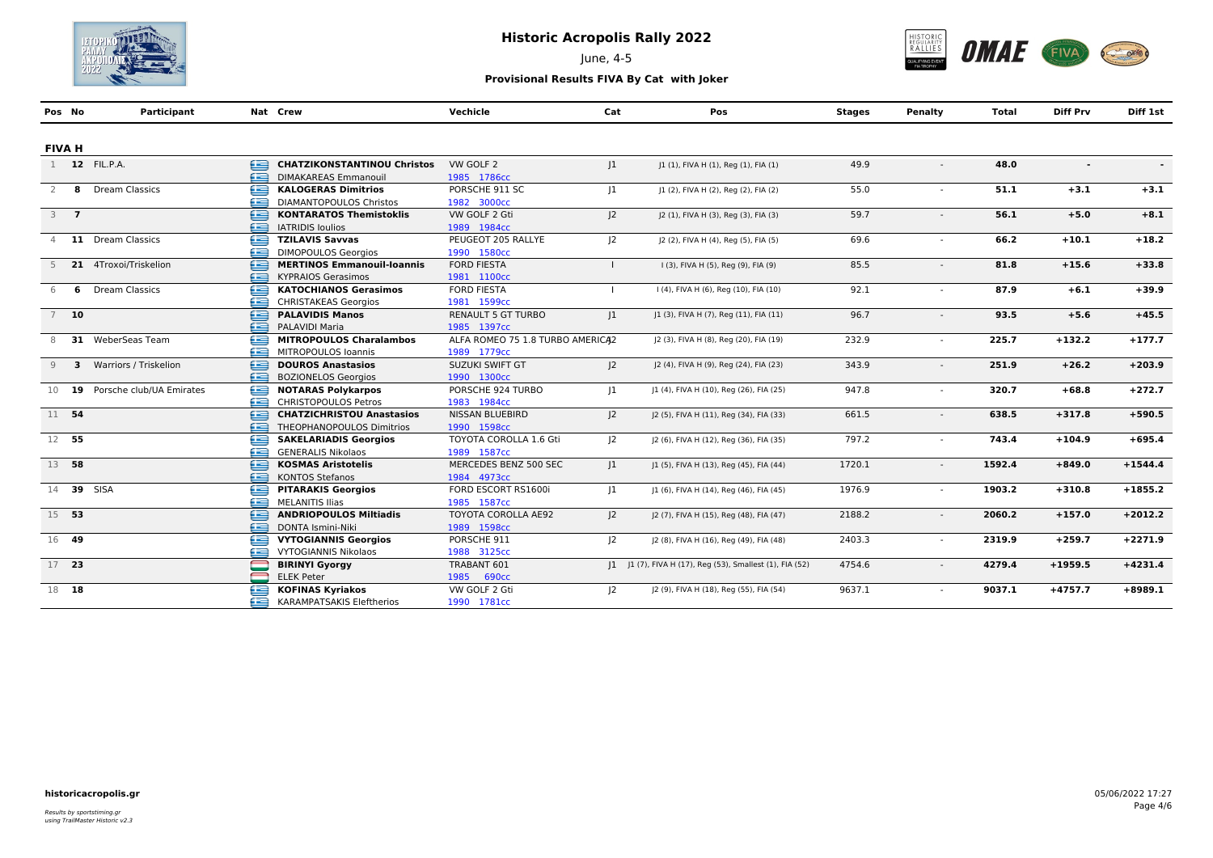# Historic Acropolis Rally 2022

June, 4-5

**Provisional Results FIVA By Cat with Joker**

## FIVA H

| Pos | No | Participant | Nat | Crew | Vechicle | Cat | Pos | Stages | Penalty | Total | Diff Prv | Diff 1st |
|---|---|---|---|---|---|---|---|---|---|---|---|---|
| 1 | 12 | FIL.P.A. | | **CHATZIKONSTANTINOU Christos** / DIMAKAREAS Emmanouil | VW GOLF 2 / 1985 1786cc | J1 | J1 (1), FIVA H (1), Reg (1), FIA (1) | 49.9 | - | **48.0** | - | - |
| 2 | 8 | Dream Classics | | **KALOGERAS Dimitrios** / DIAMANTOPOULOS Christos | PORSCHE 911 SC / 1982 3000cc | J1 | J1 (2), FIVA H (2), Reg (2), FIA (2) | 55.0 | - | **51.1** | **+3.1** | **+3.1** |
| 3 | 7 | | | **KONTARATOS Themistoklis** / IATRIDIS Ioulios | VW GOLF 2 Gti / 1989 1984cc | J2 | J2 (1), FIVA H (3), Reg (3), FIA (3) | 59.7 | - | **56.1** | **+5.0** | **+8.1** |
| 4 | 11 | Dream Classics | | **TZILAVIS Savvas** / DIMOPOULOS Georgios | PEUGEOT 205 RALLYE / 1990 1580cc | J2 | J2 (2), FIVA H (4), Reg (5), FIA (5) | 69.6 | - | **66.2** | **+10.1** | **+18.2** |
| 5 | 21 | 4Troxoi/Triskelion | | **MERTINOS Emmanouil-Ioannis** / KYPRAIOS Gerasimos | FORD FIESTA / 1981 1100cc | I | I (3), FIVA H (5), Reg (9), FIA (9) | 85.5 | - | **81.8** | **+15.6** | **+33.8** |
| 6 | 6 | Dream Classics | | **KATOCHIANOS Gerasimos** / CHRISTAKEAS Georgios | FORD FIESTA / 1981 1599cc | I | I (4), FIVA H (6), Reg (10), FIA (10) | 92.1 | - | **87.9** | **+6.1** | **+39.9** |
| 7 | 10 | | | **PALAVIDIS Manos** / PALAVIDI Maria | RENAULT 5 GT TURBO / 1985 1397cc | J1 | J1 (3), FIVA H (7), Reg (11), FIA (11) | 96.7 | - | **93.5** | **+5.6** | **+45.5** |
| 8 | 31 | WeberSeas Team | | **MITROPOULOS Charalambos** / MITROPOULOS Ioannis | ALFA ROMEO 75 1.8 TURBO AMERICA / 1989 1779cc | J2 | J2 (3), FIVA H (8), Reg (20), FIA (19) | 232.9 | - | **225.7** | **+132.2** | **+177.7** |
| 9 | 3 | Warriors / Triskelion | | **DOUROS Anastasios** / BOZIONELOS Georgios | SUZUKI SWIFT GT / 1990 1300cc | J2 | J2 (4), FIVA H (9), Reg (24), FIA (23) | 343.9 | - | **251.9** | **+26.2** | **+203.9** |
| 10 | 19 | Porsche club/UA Emirates | | **NOTARAS Polykarpos** / CHRISTOPOULOS Petros | PORSCHE 924 TURBO / 1983 1984cc | J1 | J1 (4), FIVA H (10), Reg (26), FIA (25) | 947.8 | - | **320.7** | **+68.8** | **+272.7** |
| 11 | 54 | | | **CHATZICHRISTOU Anastasios** / THEOPHANOPOULOS Dimitrios | NISSAN BLUEBIRD / 1990 1598cc | J2 | J2 (5), FIVA H (11), Reg (34), FIA (33) | 661.5 | - | **638.5** | **+317.8** | **+590.5** |
| 12 | 55 | | | **SAKELARIADIS Georgios** / GENERALIS Nikolaos | TOYOTA COROLLA 1.6 Gti / 1989 1587cc | J2 | J2 (6), FIVA H (12), Reg (36), FIA (35) | 797.2 | - | **743.4** | **+104.9** | **+695.4** |
| 13 | 58 | | | **KOSMAS Aristotelis** / KONTOS Stefanos | MERCEDES BENZ 500 SEC / 1984 4973cc | J1 | J1 (5), FIVA H (13), Reg (45), FIA (44) | 1720.1 | - | **1592.4** | **+849.0** | **+1544.4** |
| 14 | 39 | SISA | | **PITARAKIS Georgios** / MELANITIS Ilias | FORD ESCORT RS1600i / 1985 1587cc | J1 | J1 (6), FIVA H (14), Reg (46), FIA (45) | 1976.9 | - | **1903.2** | **+310.8** | **+1855.2** |
| 15 | 53 | | | **ANDRIOPOULOS Miltiadis** / DONTA Ismini-Niki | TOYOTA COROLLA AE92 / 1989 1598cc | J2 | J2 (7), FIVA H (15), Reg (48), FIA (47) | 2188.2 | - | **2060.2** | **+157.0** | **+2012.2** |
| 16 | 49 | | | **VYTOGIANNIS Georgios** / VYTOGIANNIS Nikolaos | PORSCHE 911 / 1988 3125cc | J2 | J2 (8), FIVA H (16), Reg (49), FIA (48) | 2403.3 | - | **2319.9** | **+259.7** | **+2271.9** |
| 17 | 23 | | | **BIRINYI Gyorgy** / ELEK Peter | TRABANT 601 / 1985 690cc | J1 | J1 (7), FIVA H (17), Reg (53), Smallest (1), FIA (52) | 4754.6 | - | **4279.4** | **+1959.5** | **+4231.4** |
| 18 | 18 | | | **KOFINAS Kyriakos** / KARAMPATSAKIS Eleftherios | VW GOLF 2 Gti / 1990 1781cc | J2 | J2 (9), FIVA H (18), Reg (55), FIA (54) | 9637.1 | - | **9037.1** | **+4757.7** | **+8989.1** |

**historicacropolis.gr**

*Results by sportstiming.gr*
*using TrailMaster Historic v2.3*

05/06/2022 17:27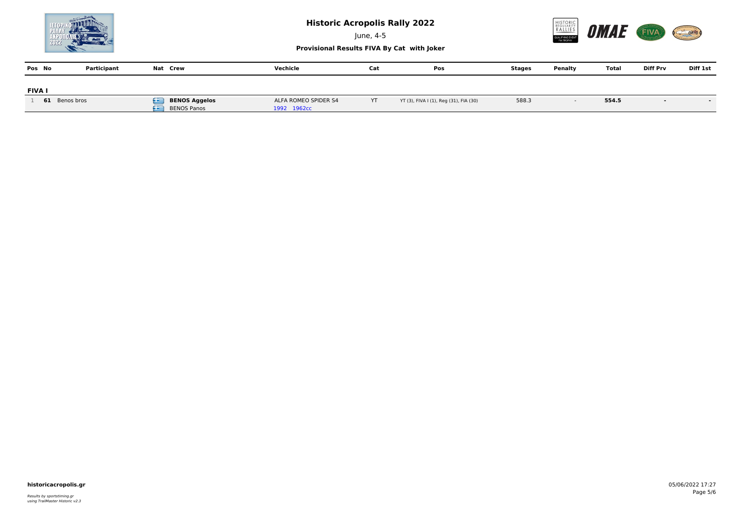# Historic Acropolis Rally 2022

June, 4-5

**Provisional Results FIVA By Cat with Joker**

| Pos | No | Participant | Nat | Crew | Vechicle | Cat | Pos | Stages | Penalty | Total | Diff Prv | Diff 1st |
|---|---|---|---|---|---|---|---|---|---|---|---|---|
| **FIVA I** | | | | | | | | | | | | |
| 1 | **61** | Benos bros | | **BENOS Aggelos**<br>BENOS Panos | ALFA ROMEO SPIDER S4<br>1992 1962cc | YT | YT (3), FIVA I (1), Reg (31), FIA (30) | 588.3 | - | **554.5** | - | - |

**historicacropolis.gr**

*Results by sportstiming.gr*
*using TrailMaster Historic v2.3*

05/06/2022 17:27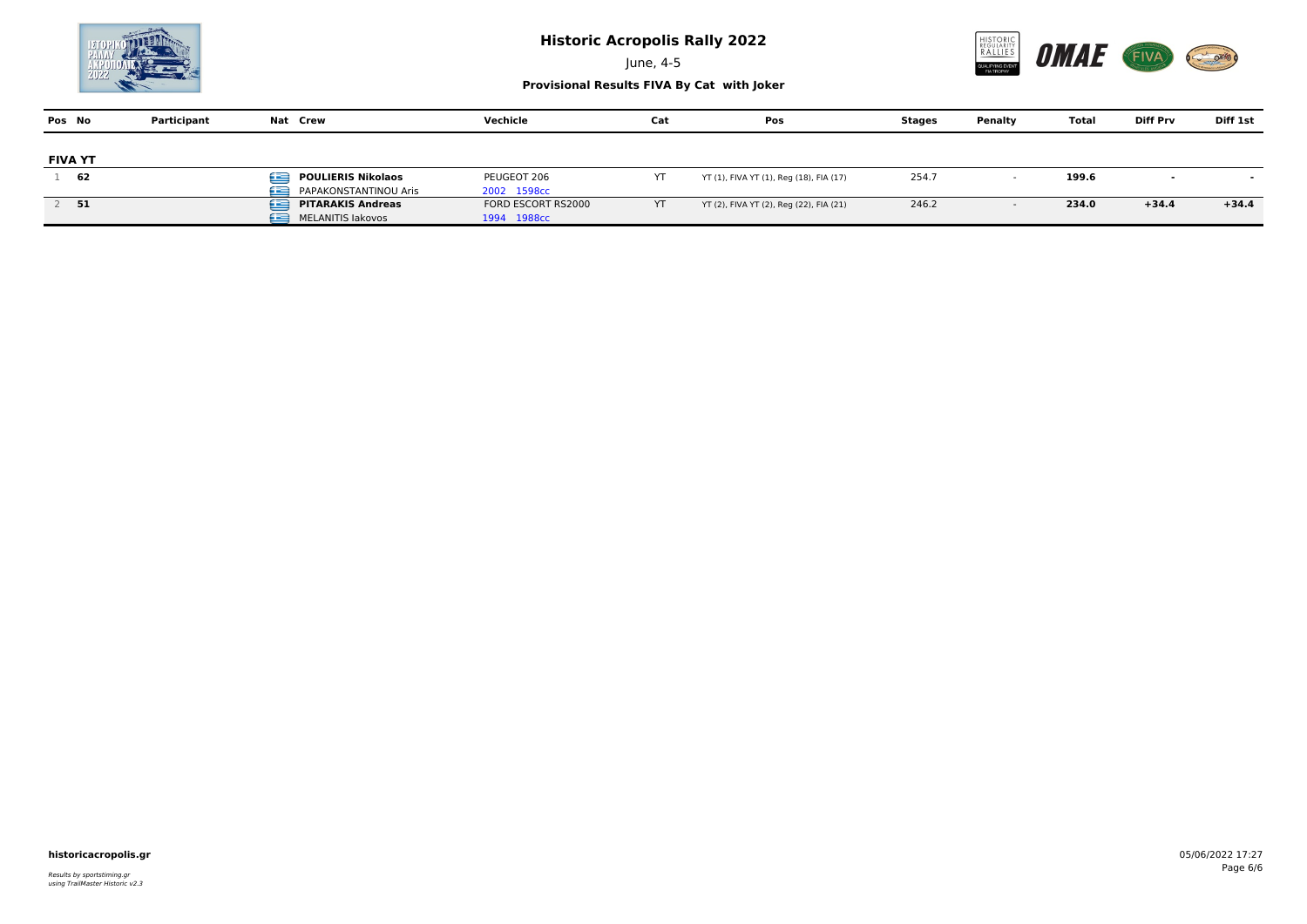# Historic Acropolis Rally 2022

June, 4-5

**Provisional Results FIVA By Cat with Joker**

| Pos | No | Participant | Nat | Crew | Vechicle | Cat | Pos | Stages | Penalty | Total | Diff Prv | Diff 1st |
|---|---|---|---|---|---|---|---|---|---|---|---|---|
| **FIVA YT** | | | | | | | | | | | | |
| 1 | **62** | | | **POULIERIS Nikolaos** | PEUGEOT 206 | YT | YT (1), FIVA YT (1), Reg (18), FIA (17) | 254.7 | - | **199.6** | **-** | **-** |
| | | | | PAPAKONSTANTINOU Aris | 2002 1598cc | | | | | | | |
| 2 | **51** | | | **PITARAKIS Andreas** | FORD ESCORT RS2000 | YT | YT (2), FIVA YT (2), Reg (22), FIA (21) | 246.2 | - | **234.0** | **+34.4** | **+34.4** |
| | | | | MELANITIS Iakovos | 1994 1988cc | | | | | | | |

**historicacropolis.gr**

*Results by sportstiming.gr*
*using TrailMaster Historic v2.3*

05/06/2022 17:27